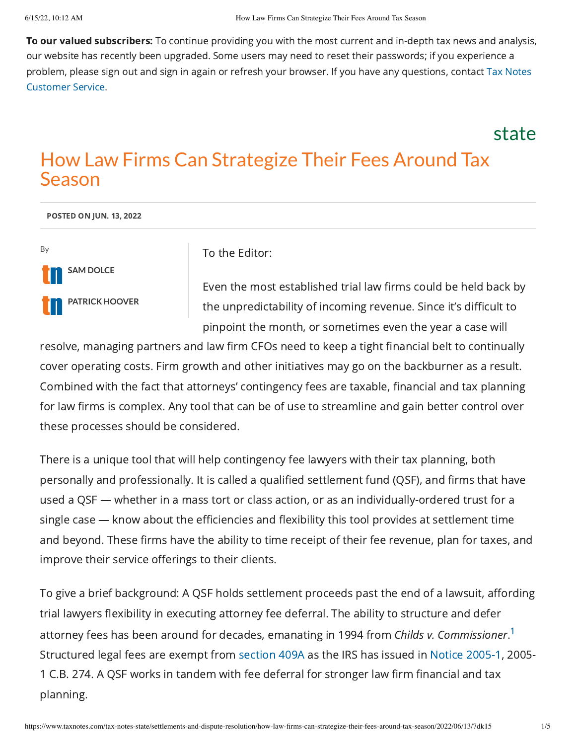**To our valued subscribers:** To continue providing you with the most current and in-depth tax news and analysis, our website has recently been upgraded. Some users may need to reset their passwords; if you experience a problem, please sign out and sign in again or refresh your browser. If you have any questions, contact Tax Notes Customer Service.

state

# How Law Firms Can Strategize Their Fees Around Tax Season

**POSTED ON JUN. 13, 2022**

By

**SAM DOLCE**

**PATRICK HOOVER**

To the Editor:

Even the most established trial law firms could be held back by the unpredictability of incoming revenue. Since it's difficult to pinpoint the month, or sometimes even the year a case will resolve, managing partners and law firm CFOs need to keep a tight financial belt to continually cover operating costs. Firm growth and other initiatives may go on the backburner as a result. Combined with the fact that attorneys' contingency fees are taxable, financial and tax planning for law firms is complex. Any tool that can be of use to streamline and gain better control over these processes should be considered.

There is a unique tool that will help contingency fee lawyers with their tax planning, both personally and professionally. It is called a qualified settlement fund (QSF), and firms that have used a QSF — whether in a mass tort or class action, or as an individually-ordered trust for a single case — know about the efficiencies and flexibility this tool provides at settlement time and beyond. These firms have the ability to time receipt of their fee revenue, plan for taxes, and improve their service offerings to their clients.

To give a brief background: A QSF holds settlement proceeds past the end of a lawsuit, affording trial lawyers flexibility in executing attorney fee deferral. The ability to structure and defer attorney fees has been around for decades, emanating in 1994 from *Childs v. Commissioner*.[1] Structured legal fees are exempt from section 409A as the IRS has issued in Notice 2005-1, 2005-1 C.B. 274. A QSF works in tandem with fee deferral for stronger law firm financial and tax planning.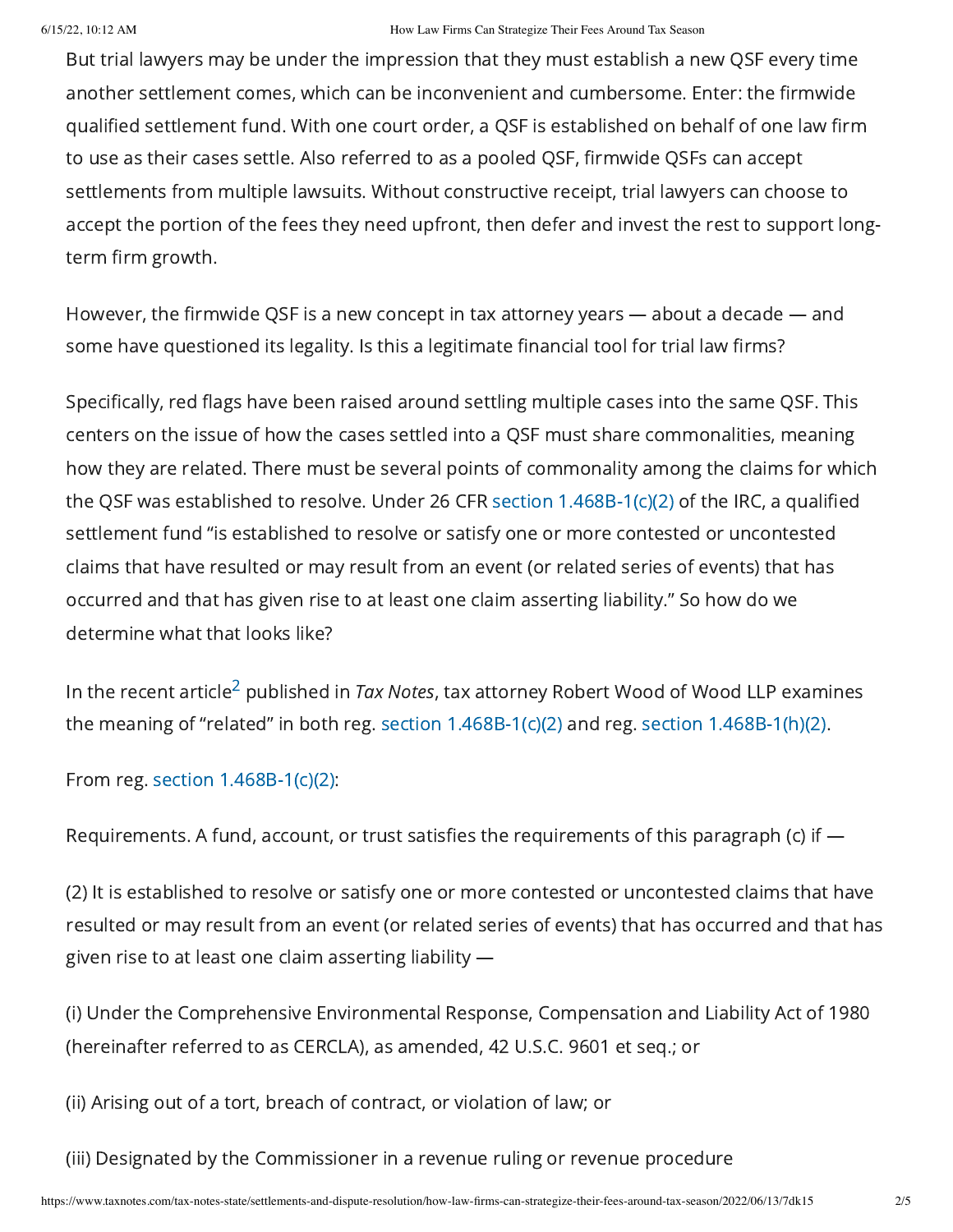But trial lawyers may be under the impression that they must establish a new QSF every time another settlement comes, which can be inconvenient and cumbersome. Enter: the firmwide qualified settlement fund. With one court order, a QSF is established on behalf of one law firm to use as their cases settle. Also referred to as a pooled QSF, firmwide QSFs can accept settlements from multiple lawsuits. Without constructive receipt, trial lawyers can choose to accept the portion of the fees they need upfront, then defer and invest the rest to support long-term firm growth.

However, the firmwide QSF is a new concept in tax attorney years — about a decade — and some have questioned its legality. Is this a legitimate financial tool for trial law firms?

Specifically, red flags have been raised around settling multiple cases into the same QSF. This centers on the issue of how the cases settled into a QSF must share commonalities, meaning how they are related. There must be several points of commonality among the claims for which the QSF was established to resolve. Under 26 CFR section 1.468B-1(c)(2) of the IRC, a qualified settlement fund "is established to resolve or satisfy one or more contested or uncontested claims that have resulted or may result from an event (or related series of events) that has occurred and that has given rise to at least one claim asserting liability." So how do we determine what that looks like?

In the recent article[2] published in *Tax Notes*, tax attorney Robert Wood of Wood LLP examines the meaning of "related" in both reg. section 1.468B-1(c)(2) and reg. section 1.468B-1(h)(2).

From reg. section 1.468B-1(c)(2):

Requirements. A fund, account, or trust satisfies the requirements of this paragraph (c) if —

(2) It is established to resolve or satisfy one or more contested or uncontested claims that have resulted or may result from an event (or related series of events) that has occurred and that has given rise to at least one claim asserting liability —

(i) Under the Comprehensive Environmental Response, Compensation and Liability Act of 1980 (hereinafter referred to as CERCLA), as amended, 42 U.S.C. 9601 et seq.; or

(ii) Arising out of a tort, breach of contract, or violation of law; or

(iii) Designated by the Commissioner in a revenue ruling or revenue procedure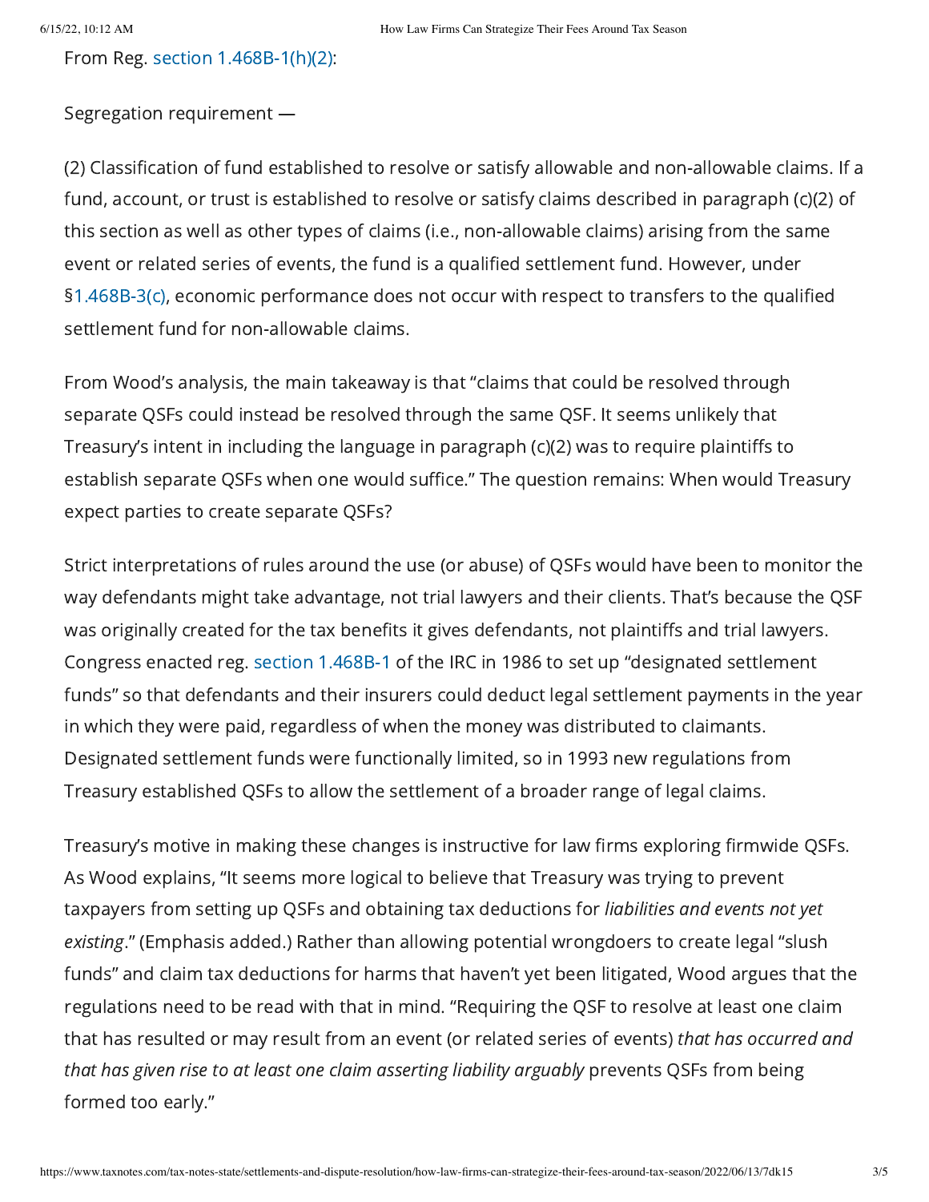From Reg. section 1.468B-1(h)(2):

Segregation requirement —

(2) Classification of fund established to resolve or satisfy allowable and non-allowable claims. If a fund, account, or trust is established to resolve or satisfy claims described in paragraph (c)(2) of this section as well as other types of claims (i.e., non-allowable claims) arising from the same event or related series of events, the fund is a qualified settlement fund. However, under §1.468B-3(c), economic performance does not occur with respect to transfers to the qualified settlement fund for non-allowable claims.

From Wood's analysis, the main takeaway is that "claims that could be resolved through separate QSFs could instead be resolved through the same QSF. It seems unlikely that Treasury's intent in including the language in paragraph (c)(2) was to require plaintiffs to establish separate QSFs when one would suffice." The question remains: When would Treasury expect parties to create separate QSFs?

Strict interpretations of rules around the use (or abuse) of QSFs would have been to monitor the way defendants might take advantage, not trial lawyers and their clients. That's because the QSF was originally created for the tax benefits it gives defendants, not plaintiffs and trial lawyers. Congress enacted reg. section 1.468B-1 of the IRC in 1986 to set up "designated settlement funds" so that defendants and their insurers could deduct legal settlement payments in the year in which they were paid, regardless of when the money was distributed to claimants. Designated settlement funds were functionally limited, so in 1993 new regulations from Treasury established QSFs to allow the settlement of a broader range of legal claims.

Treasury's motive in making these changes is instructive for law firms exploring firmwide QSFs. As Wood explains, "It seems more logical to believe that Treasury was trying to prevent taxpayers from setting up QSFs and obtaining tax deductions for *liabilities and events not yet existing*." (Emphasis added.) Rather than allowing potential wrongdoers to create legal "slush funds" and claim tax deductions for harms that haven't yet been litigated, Wood argues that the regulations need to be read with that in mind. "Requiring the QSF to resolve at least one claim that has resulted or may result from an event (or related series of events) *that has occurred and that has given rise to at least one claim asserting liability arguably* prevents QSFs from being formed too early."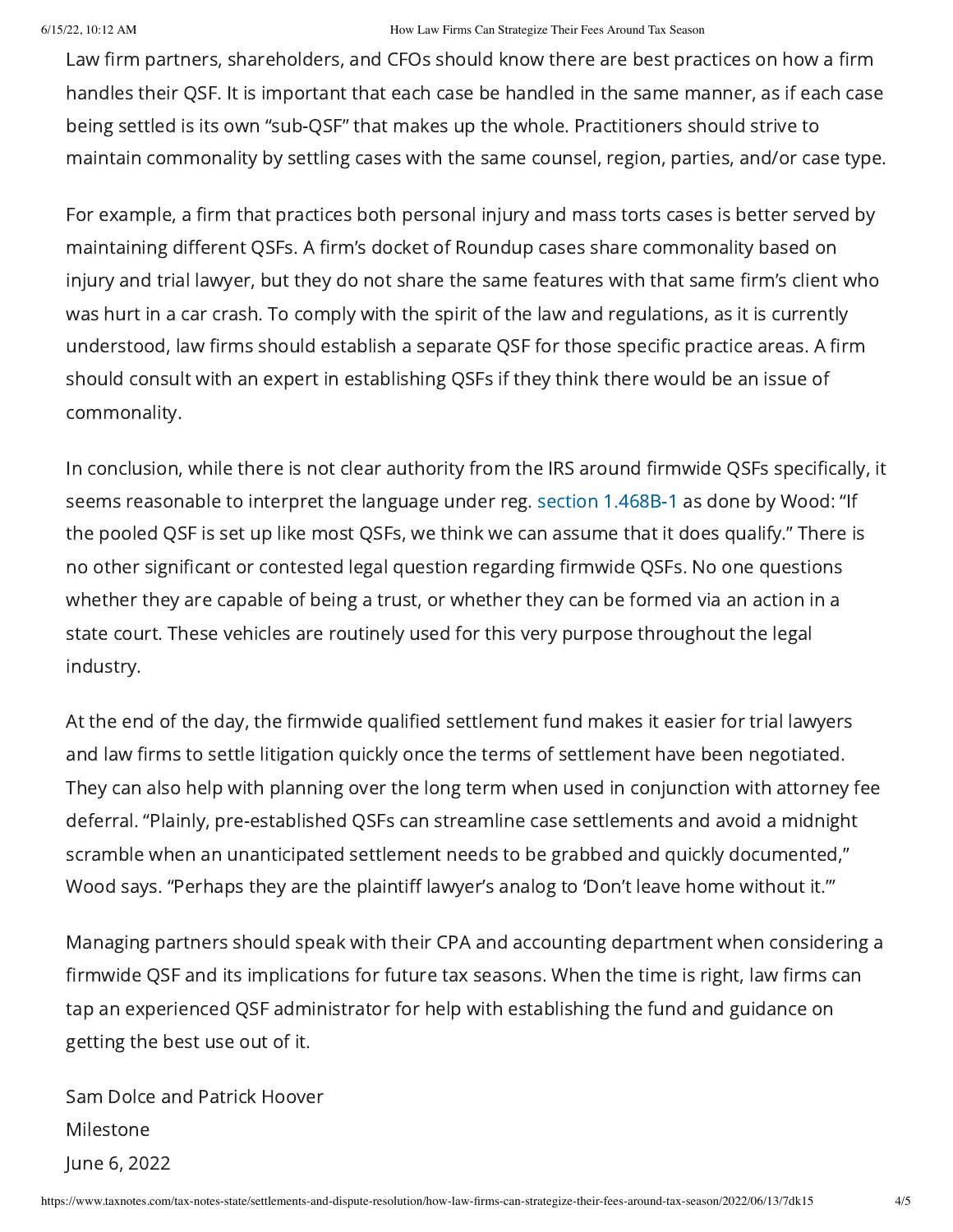Law firm partners, shareholders, and CFOs should know there are best practices on how a firm handles their QSF. It is important that each case be handled in the same manner, as if each case being settled is its own "sub-QSF" that makes up the whole. Practitioners should strive to maintain commonality by settling cases with the same counsel, region, parties, and/or case type.

For example, a firm that practices both personal injury and mass torts cases is better served by maintaining different QSFs. A firm's docket of Roundup cases share commonality based on injury and trial lawyer, but they do not share the same features with that same firm's client who was hurt in a car crash. To comply with the spirit of the law and regulations, as it is currently understood, law firms should establish a separate QSF for those specific practice areas. A firm should consult with an expert in establishing QSFs if they think there would be an issue of commonality.

In conclusion, while there is not clear authority from the IRS around firmwide QSFs specifically, it seems reasonable to interpret the language under reg. section 1.468B-1 as done by Wood: "If the pooled QSF is set up like most QSFs, we think we can assume that it does qualify." There is no other significant or contested legal question regarding firmwide QSFs. No one questions whether they are capable of being a trust, or whether they can be formed via an action in a state court. These vehicles are routinely used for this very purpose throughout the legal industry.

At the end of the day, the firmwide qualified settlement fund makes it easier for trial lawyers and law firms to settle litigation quickly once the terms of settlement have been negotiated. They can also help with planning over the long term when used in conjunction with attorney fee deferral. "Plainly, pre-established QSFs can streamline case settlements and avoid a midnight scramble when an unanticipated settlement needs to be grabbed and quickly documented," Wood says. "Perhaps they are the plaintiff lawyer's analog to 'Don't leave home without it.'"

Managing partners should speak with their CPA and accounting department when considering a firmwide QSF and its implications for future tax seasons. When the time is right, law firms can tap an experienced QSF administrator for help with establishing the fund and guidance on getting the best use out of it.

Sam Dolce and Patrick Hoover
Milestone
June 6, 2022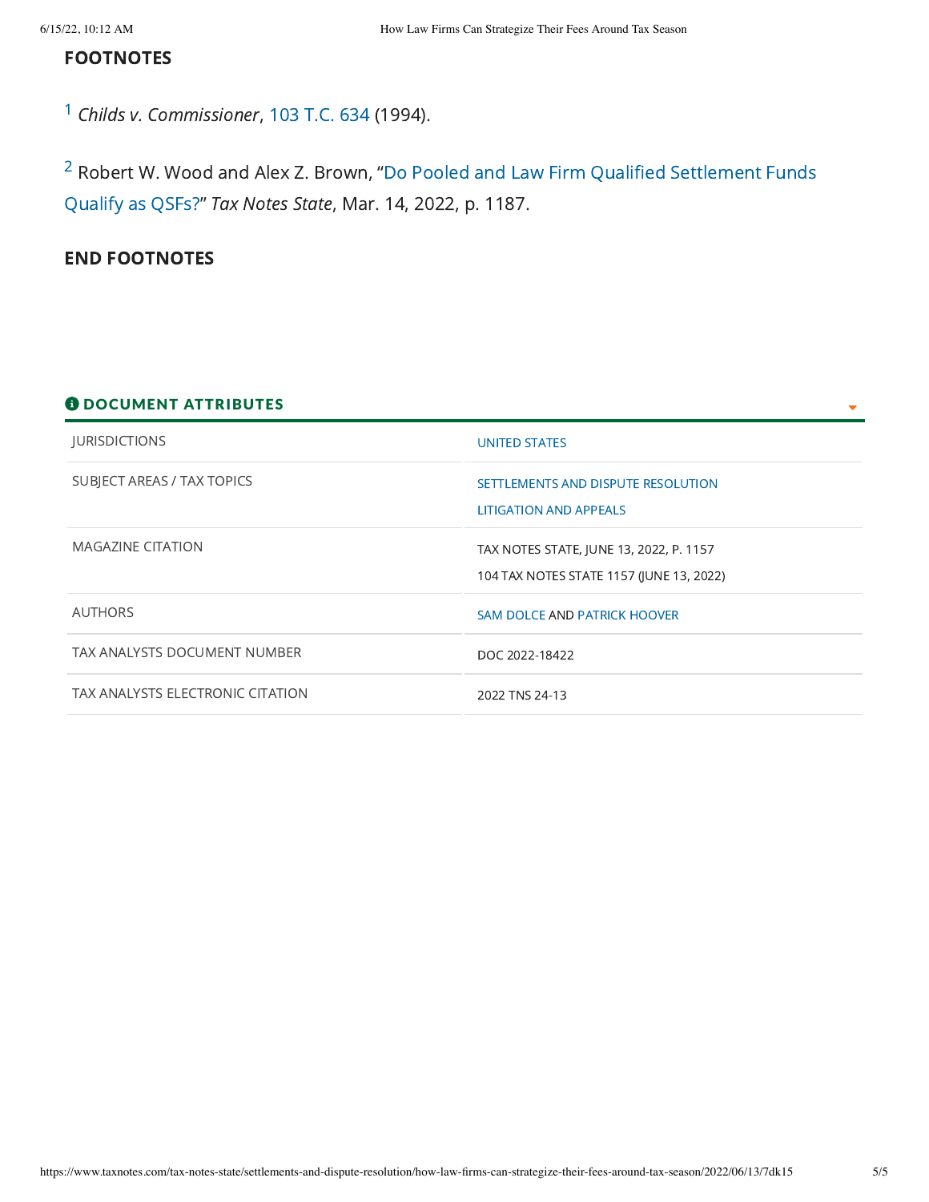## FOOTNOTES

[1] *Childs v. Commissioner*, 103 T.C. 634 (1994).

[2] Robert W. Wood and Alex Z. Brown, "Do Pooled and Law Firm Qualified Settlement Funds Qualify as QSFs?" *Tax Notes State*, Mar. 14, 2022, p. 1187.

## END FOOTNOTES

## DOCUMENT ATTRIBUTES

| | |
|---|---|
| JURISDICTIONS | UNITED STATES |
| SUBJECT AREAS / TAX TOPICS | SETTLEMENTS AND DISPUTE RESOLUTION<br>LITIGATION AND APPEALS |
| MAGAZINE CITATION | TAX NOTES STATE, JUNE 13, 2022, P. 1157<br>104 TAX NOTES STATE 1157 (JUNE 13, 2022) |
| AUTHORS | SAM DOLCE AND PATRICK HOOVER |
| TAX ANALYSTS DOCUMENT NUMBER | DOC 2022-18422 |
| TAX ANALYSTS ELECTRONIC CITATION | 2022 TNS 24-13 |